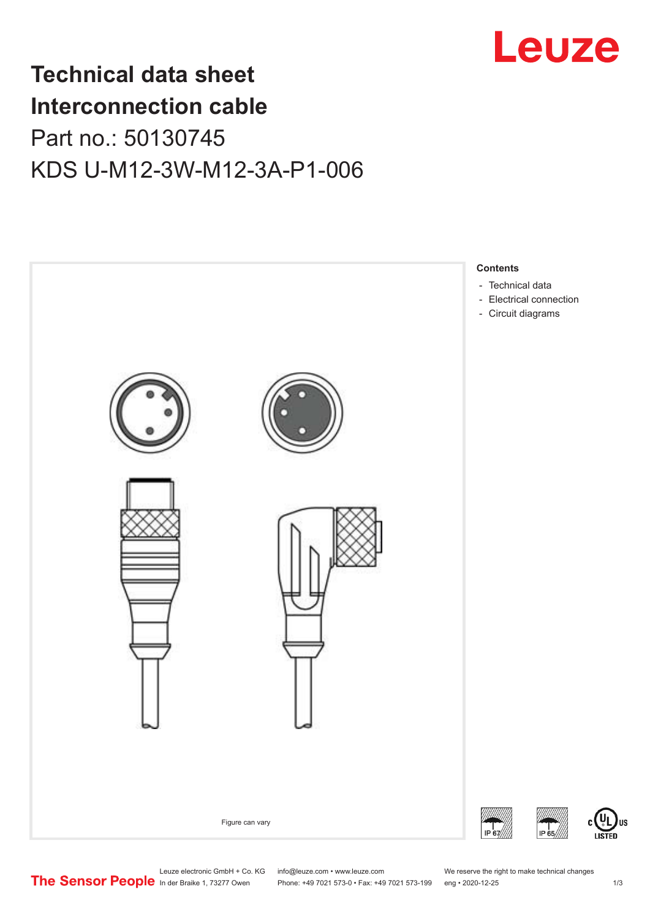# Technical data sheet
# Interconnection cable

## Part no.: 50130745

## KDS U-M12-3W-M12-3A-P1-006

**Contents**

- Technical data
- Electrical connection
- Circuit diagrams

Figure can vary

Leuze electronic GmbH + Co. KG
In der Braike 1, 73277 Owen

info@leuze.com • www.leuze.com
Phone: +49 7021 573-0 • Fax: +49 7021 573-199

We reserve the right to make technical changes
eng • 2020-12-25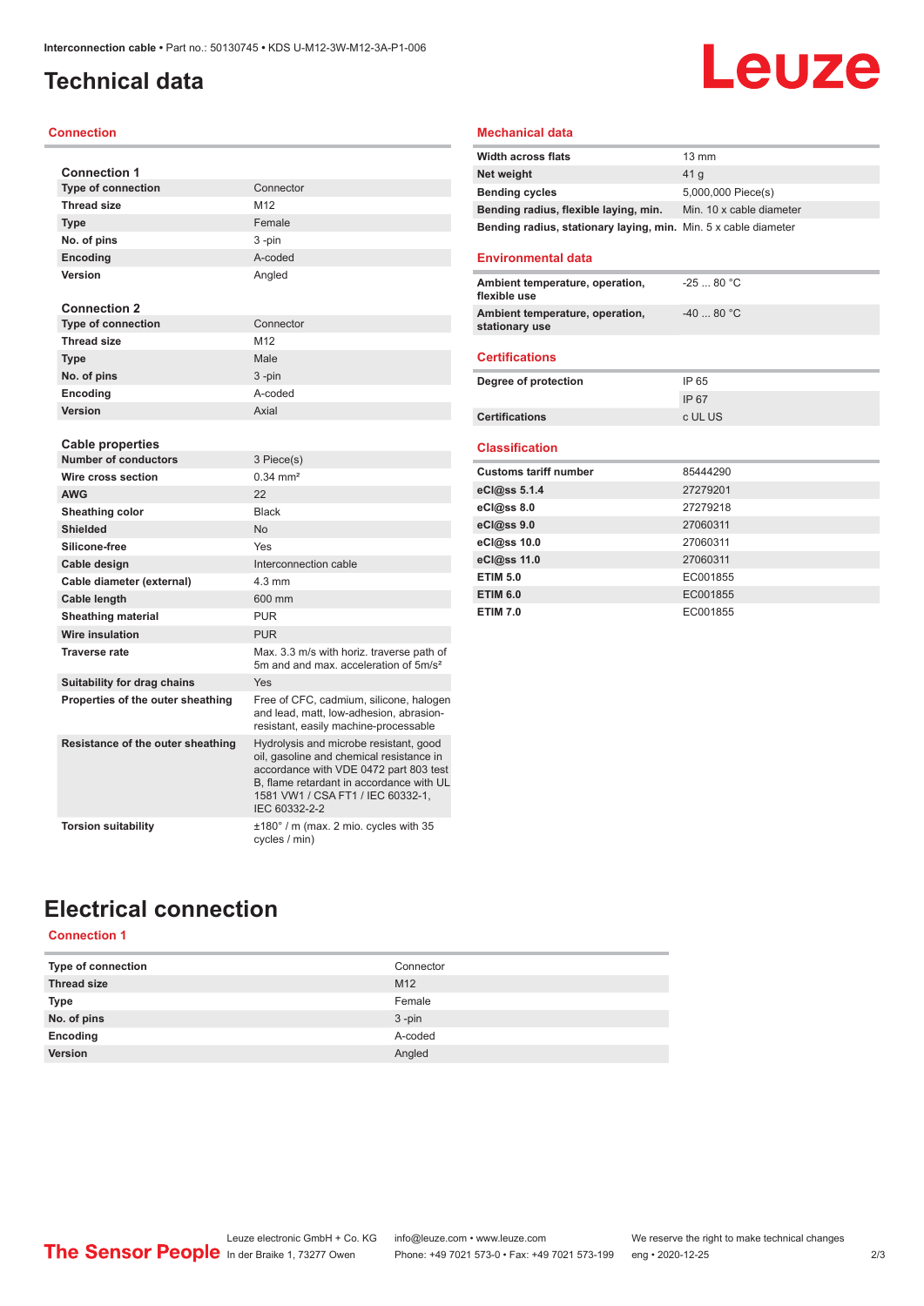# Technical data

## Connection

### Connection 1

| | |
|---|---|
| **Type of connection** | Connector |
| **Thread size** | M12 |
| **Type** | Female |
| **No. of pins** | 3 -pin |
| **Encoding** | A-coded |
| **Version** | Angled |

### Connection 2

| | |
|---|---|
| **Type of connection** | Connector |
| **Thread size** | M12 |
| **Type** | Male |
| **No. of pins** | 3 -pin |
| **Encoding** | A-coded |
| **Version** | Axial |

### Cable properties

| | |
|---|---|
| **Number of conductors** | 3 Piece(s) |
| **Wire cross section** | 0.34 mm² |
| **AWG** | 22 |
| **Sheathing color** | Black |
| **Shielded** | No |
| **Silicone-free** | Yes |
| **Cable design** | Interconnection cable |
| **Cable diameter (external)** | 4.3 mm |
| **Cable length** | 600 mm |
| **Sheathing material** | PUR |
| **Wire insulation** | PUR |
| **Traverse rate** | Max. 3.3 m/s with horiz. traverse path of 5m and and max. acceleration of 5m/s² |
| **Suitability for drag chains** | Yes |
| **Properties of the outer sheathing** | Free of CFC, cadmium, silicone, halogen and lead, matt, low-adhesion, abrasion-resistant, easily machine-processable |
| **Resistance of the outer sheathing** | Hydrolysis and microbe resistant, good oil, gasoline and chemical resistance in accordance with VDE 0472 part 803 test B, flame retardant in accordance with UL 1581 VW1 / CSA FT1 / IEC 60332-1, IEC 60332-2-2 |
| **Torsion suitability** | ±180° / m (max. 2 mio. cycles with 35 cycles / min) |

## Mechanical data

| | |
|---|---|
| **Width across flats** | 13 mm |
| **Net weight** | 41 g |
| **Bending cycles** | 5,000,000 Piece(s) |
| **Bending radius, flexible laying, min.** | Min. 10 x cable diameter |
| **Bending radius, stationary laying, min.** | Min. 5 x cable diameter |

## Environmental data

| | |
|---|---|
| **Ambient temperature, operation, flexible use** | -25 ... 80 °C |
| **Ambient temperature, operation, stationary use** | -40 ... 80 °C |

## Certifications

| | |
|---|---|
| **Degree of protection** | IP 65 |
| | IP 67 |
| **Certifications** | c UL US |

## Classification

| | |
|---|---|
| **Customs tariff number** | 85444290 |
| **eCl@ss 5.1.4** | 27279201 |
| **eCl@ss 8.0** | 27279218 |
| **eCl@ss 9.0** | 27060311 |
| **eCl@ss 10.0** | 27060311 |
| **eCl@ss 11.0** | 27060311 |
| **ETIM 5.0** | EC001855 |
| **ETIM 6.0** | EC001855 |
| **ETIM 7.0** | EC001855 |

# Electrical connection

## Connection 1

| | |
|---|---|
| **Type of connection** | Connector |
| **Thread size** | M12 |
| **Type** | Female |
| **No. of pins** | 3 -pin |
| **Encoding** | A-coded |
| **Version** | Angled |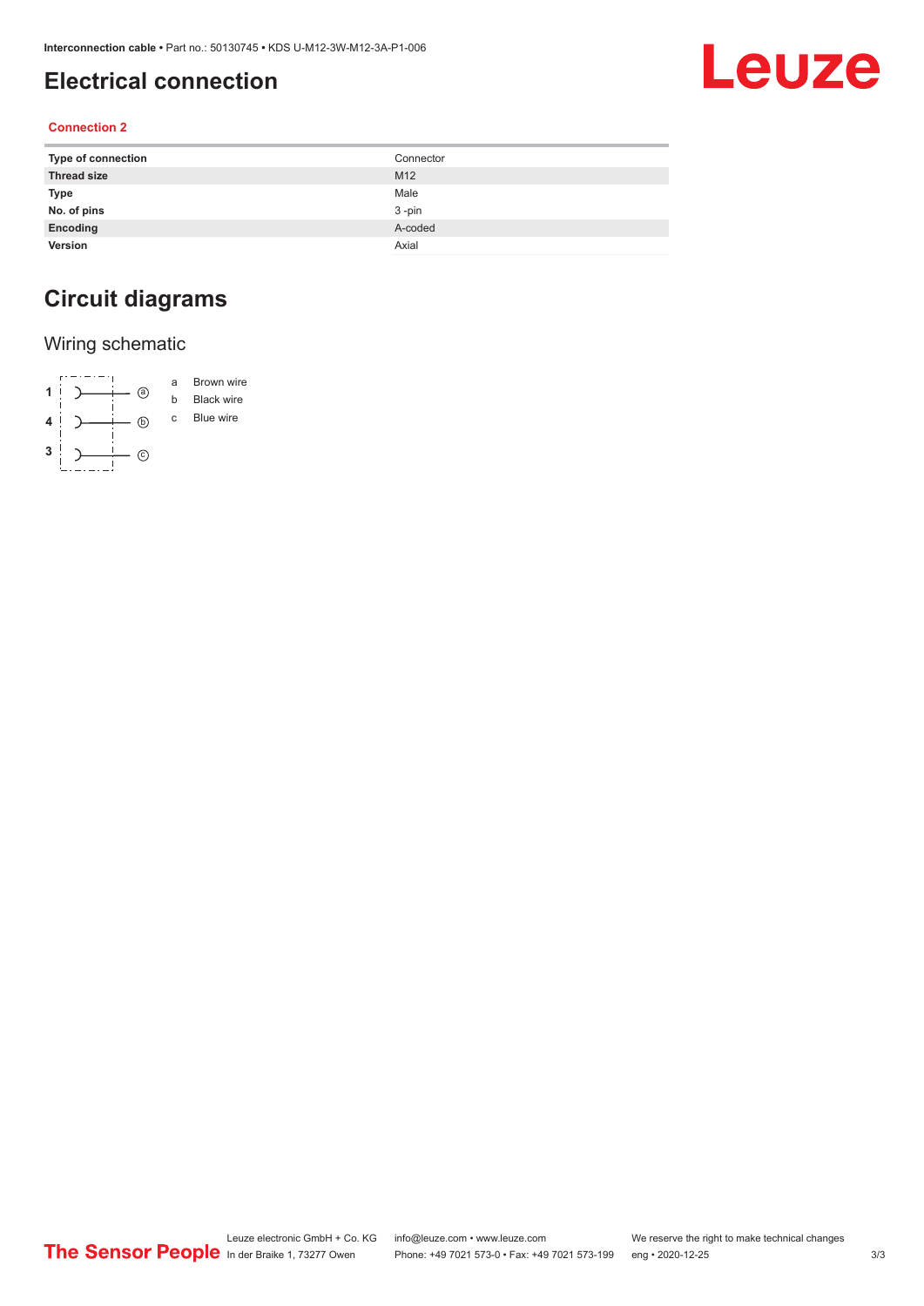# Electrical connection

### Connection 2

| | |
|---|---|
| **Type of connection** | Connector |
| **Thread size** | M12 |
| **Type** | Male |
| **No. of pins** | 3 -pin |
| **Encoding** | A-coded |
| **Version** | Axial |

# Circuit diagrams

## Wiring schematic

1
4
3
a
b
c

a Brown wire
b Black wire
c Blue wire